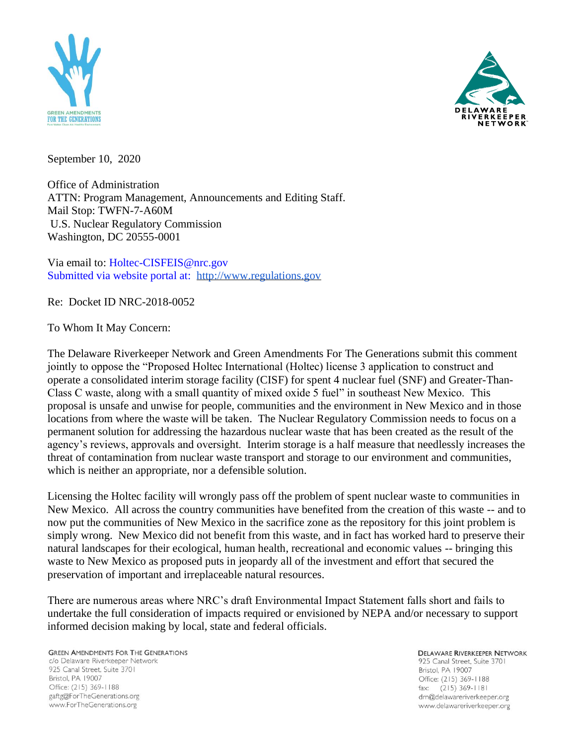September 10, 2020

Office of Administration
ATTN: Program Management, Announcements and Editing Staff.
Mail Stop: TWFN-7-A60M
U.S. Nuclear Regulatory Commission
Washington, DC 20555-0001

Via email to: Holtec-CISFEIS@nrc.gov
Submitted via website portal at: http://www.regulations.gov

Re: Docket ID NRC-2018-0052

To Whom It May Concern:

The Delaware Riverkeeper Network and Green Amendments For The Generations submit this comment jointly to oppose the "Proposed Holtec International (Holtec) license 3 application to construct and operate a consolidated interim storage facility (CISF) for spent 4 nuclear fuel (SNF) and Greater-Than-Class C waste, along with a small quantity of mixed oxide 5 fuel" in southeast New Mexico. This proposal is unsafe and unwise for people, communities and the environment in New Mexico and in those locations from where the waste will be taken. The Nuclear Regulatory Commission needs to focus on a permanent solution for addressing the hazardous nuclear waste that has been created as the result of the agency's reviews, approvals and oversight. Interim storage is a half measure that needlessly increases the threat of contamination from nuclear waste transport and storage to our environment and communities, which is neither an appropriate, nor a defensible solution.

Licensing the Holtec facility will wrongly pass off the problem of spent nuclear waste to communities in New Mexico. All across the country communities have benefited from the creation of this waste -- and to now put the communities of New Mexico in the sacrifice zone as the repository for this joint problem is simply wrong. New Mexico did not benefit from this waste, and in fact has worked hard to preserve their natural landscapes for their ecological, human health, recreational and economic values -- bringing this waste to New Mexico as proposed puts in jeopardy all of the investment and effort that secured the preservation of important and irreplaceable natural resources.

There are numerous areas where NRC's draft Environmental Impact Statement falls short and fails to undertake the full consideration of impacts required or envisioned by NEPA and/or necessary to support informed decision making by local, state and federal officials.

GREEN AMENDMENTS FOR THE GENERATIONS
c/o Delaware Riverkeeper Network
925 Canal Street, Suite 3701
Bristol, PA 19007
Office: (215) 369-1188
gaftg@ForTheGenerations.org
www.ForTheGenerations.org

DELAWARE RIVERKEEPER NETWORK
925 Canal Street, Suite 3701
Bristol, PA 19007
Office: (215) 369-1188
fax: (215) 369-1181
drn@delawareriverkeeper.org
www.delawareriverkeeper.org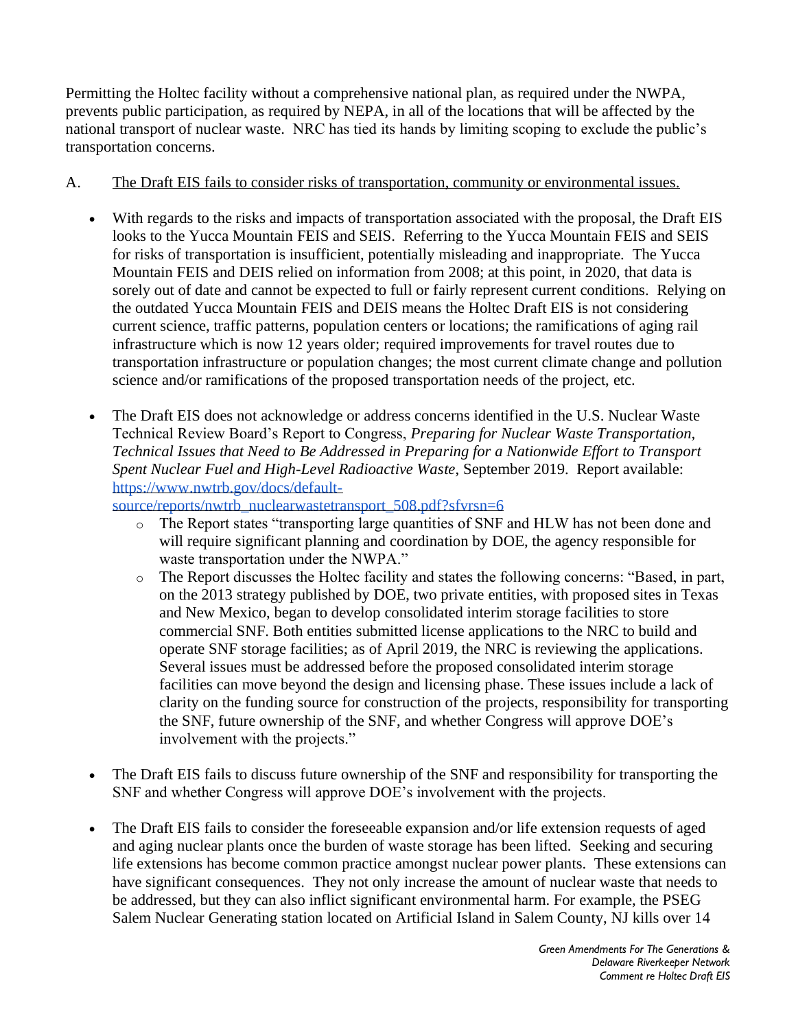Permitting the Holtec facility without a comprehensive national plan, as required under the NWPA, prevents public participation, as required by NEPA, in all of the locations that will be affected by the national transport of nuclear waste. NRC has tied its hands by limiting scoping to exclude the public's transportation concerns.

A. <u>The Draft EIS fails to consider risks of transportation, community or environmental issues.</u>

- With regards to the risks and impacts of transportation associated with the proposal, the Draft EIS looks to the Yucca Mountain FEIS and SEIS. Referring to the Yucca Mountain FEIS and SEIS for risks of transportation is insufficient, potentially misleading and inappropriate. The Yucca Mountain FEIS and DEIS relied on information from 2008; at this point, in 2020, that data is sorely out of date and cannot be expected to full or fairly represent current conditions. Relying on the outdated Yucca Mountain FEIS and DEIS means the Holtec Draft EIS is not considering current science, traffic patterns, population centers or locations; the ramifications of aging rail infrastructure which is now 12 years older; required improvements for travel routes due to transportation infrastructure or population changes; the most current climate change and pollution science and/or ramifications of the proposed transportation needs of the project, etc.

- The Draft EIS does not acknowledge or address concerns identified in the U.S. Nuclear Waste Technical Review Board's Report to Congress, *Preparing for Nuclear Waste Transportation, Technical Issues that Need to Be Addressed in Preparing for a Nationwide Effort to Transport Spent Nuclear Fuel and High-Level Radioactive Waste*, September 2019. Report available: [https://www.nwtrb.gov/docs/default-source/reports/nwtrb_nuclearwastetransport_508.pdf?sfvrsn=6](https://www.nwtrb.gov/docs/default-source/reports/nwtrb_nuclearwastetransport_508.pdf?sfvrsn=6)
  - The Report states "transporting large quantities of SNF and HLW has not been done and will require significant planning and coordination by DOE, the agency responsible for waste transportation under the NWPA."
  - The Report discusses the Holtec facility and states the following concerns: "Based, in part, on the 2013 strategy published by DOE, two private entities, with proposed sites in Texas and New Mexico, began to develop consolidated interim storage facilities to store commercial SNF. Both entities submitted license applications to the NRC to build and operate SNF storage facilities; as of April 2019, the NRC is reviewing the applications. Several issues must be addressed before the proposed consolidated interim storage facilities can move beyond the design and licensing phase. These issues include a lack of clarity on the funding source for construction of the projects, responsibility for transporting the SNF, future ownership of the SNF, and whether Congress will approve DOE's involvement with the projects."

- The Draft EIS fails to discuss future ownership of the SNF and responsibility for transporting the SNF and whether Congress will approve DOE's involvement with the projects.

- The Draft EIS fails to consider the foreseeable expansion and/or life extension requests of aged and aging nuclear plants once the burden of waste storage has been lifted. Seeking and securing life extensions has become common practice amongst nuclear power plants. These extensions can have significant consequences. They not only increase the amount of nuclear waste that needs to be addressed, but they can also inflict significant environmental harm. For example, the PSEG Salem Nuclear Generating station located on Artificial Island in Salem County, NJ kills over 14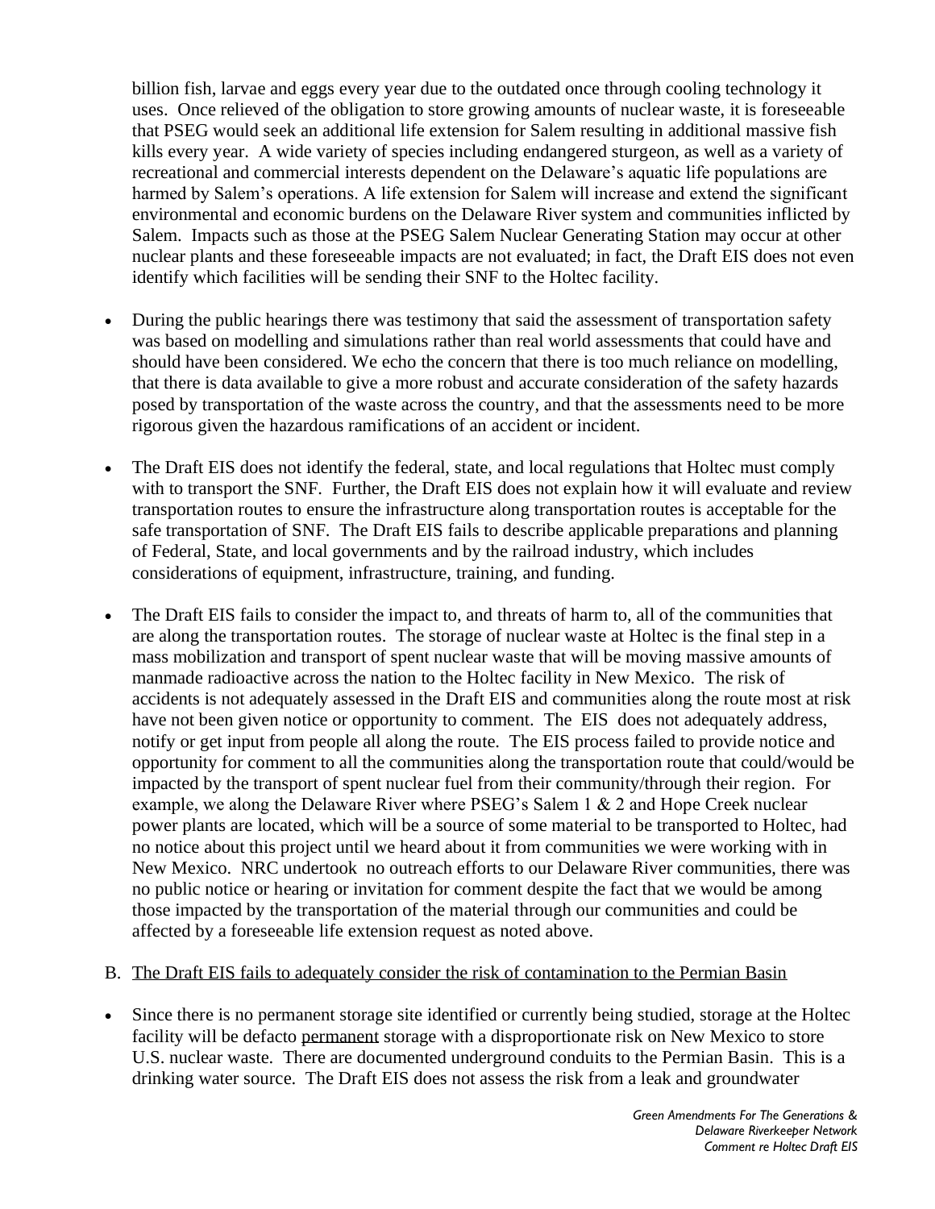billion fish, larvae and eggs every year due to the outdated once through cooling technology it uses. Once relieved of the obligation to store growing amounts of nuclear waste, it is foreseeable that PSEG would seek an additional life extension for Salem resulting in additional massive fish kills every year. A wide variety of species including endangered sturgeon, as well as a variety of recreational and commercial interests dependent on the Delaware's aquatic life populations are harmed by Salem's operations. A life extension for Salem will increase and extend the significant environmental and economic burdens on the Delaware River system and communities inflicted by Salem. Impacts such as those at the PSEG Salem Nuclear Generating Station may occur at other nuclear plants and these foreseeable impacts are not evaluated; in fact, the Draft EIS does not even identify which facilities will be sending their SNF to the Holtec facility.

- During the public hearings there was testimony that said the assessment of transportation safety was based on modelling and simulations rather than real world assessments that could have and should have been considered. We echo the concern that there is too much reliance on modelling, that there is data available to give a more robust and accurate consideration of the safety hazards posed by transportation of the waste across the country, and that the assessments need to be more rigorous given the hazardous ramifications of an accident or incident.

- The Draft EIS does not identify the federal, state, and local regulations that Holtec must comply with to transport the SNF. Further, the Draft EIS does not explain how it will evaluate and review transportation routes to ensure the infrastructure along transportation routes is acceptable for the safe transportation of SNF. The Draft EIS fails to describe applicable preparations and planning of Federal, State, and local governments and by the railroad industry, which includes considerations of equipment, infrastructure, training, and funding.

- The Draft EIS fails to consider the impact to, and threats of harm to, all of the communities that are along the transportation routes. The storage of nuclear waste at Holtec is the final step in a mass mobilization and transport of spent nuclear waste that will be moving massive amounts of manmade radioactive across the nation to the Holtec facility in New Mexico. The risk of accidents is not adequately assessed in the Draft EIS and communities along the route most at risk have not been given notice or opportunity to comment. The EIS does not adequately address, notify or get input from people all along the route. The EIS process failed to provide notice and opportunity for comment to all the communities along the transportation route that could/would be impacted by the transport of spent nuclear fuel from their community/through their region. For example, we along the Delaware River where PSEG's Salem 1 & 2 and Hope Creek nuclear power plants are located, which will be a source of some material to be transported to Holtec, had no notice about this project until we heard about it from communities we were working with in New Mexico. NRC undertook no outreach efforts to our Delaware River communities, there was no public notice or hearing or invitation for comment despite the fact that we would be among those impacted by the transportation of the material through our communities and could be affected by a foreseeable life extension request as noted above.

B. <u>The Draft EIS fails to adequately consider the risk of contamination to the Permian Basin</u>

- Since there is no permanent storage site identified or currently being studied, storage at the Holtec facility will be defacto <u>permanent</u> storage with a disproportionate risk on New Mexico to store U.S. nuclear waste. There are documented underground conduits to the Permian Basin. This is a drinking water source. The Draft EIS does not assess the risk from a leak and groundwater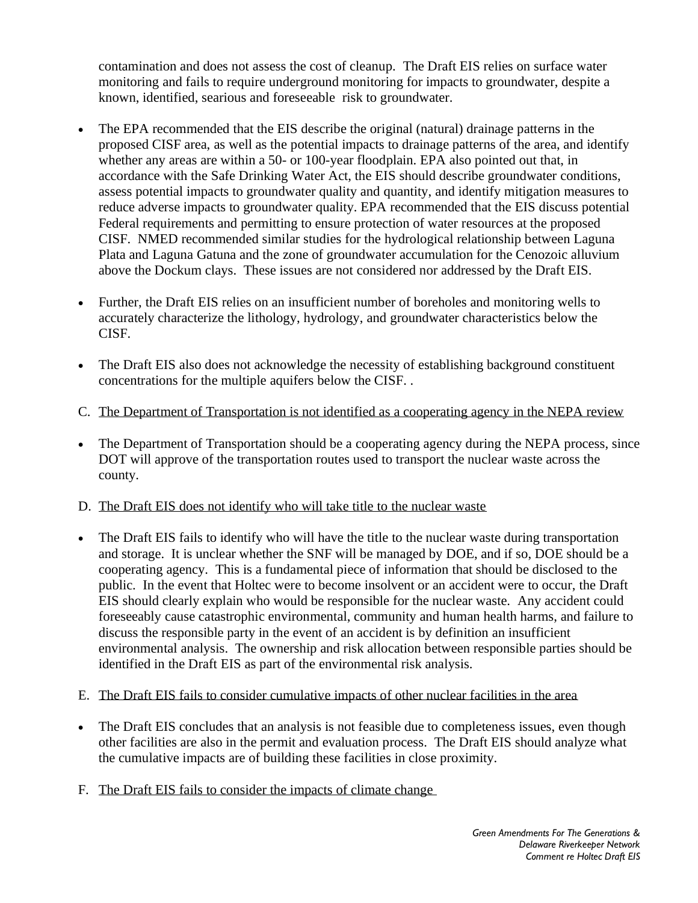contamination and does not assess the cost of cleanup. The Draft EIS relies on surface water monitoring and fails to require underground monitoring for impacts to groundwater, despite a known, identified, searious and foreseeable risk to groundwater.

- The EPA recommended that the EIS describe the original (natural) drainage patterns in the proposed CISF area, as well as the potential impacts to drainage patterns of the area, and identify whether any areas are within a 50- or 100-year floodplain. EPA also pointed out that, in accordance with the Safe Drinking Water Act, the EIS should describe groundwater conditions, assess potential impacts to groundwater quality and quantity, and identify mitigation measures to reduce adverse impacts to groundwater quality. EPA recommended that the EIS discuss potential Federal requirements and permitting to ensure protection of water resources at the proposed CISF. NMED recommended similar studies for the hydrological relationship between Laguna Plata and Laguna Gatuna and the zone of groundwater accumulation for the Cenozoic alluvium above the Dockum clays. These issues are not considered nor addressed by the Draft EIS.

- Further, the Draft EIS relies on an insufficient number of boreholes and monitoring wells to accurately characterize the lithology, hydrology, and groundwater characteristics below the CISF.

- The Draft EIS also does not acknowledge the necessity of establishing background constituent concentrations for the multiple aquifers below the CISF. .

C. <u>The Department of Transportation is not identified as a cooperating agency in the NEPA review</u>

- The Department of Transportation should be a cooperating agency during the NEPA process, since DOT will approve of the transportation routes used to transport the nuclear waste across the county.

D. <u>The Draft EIS does not identify who will take title to the nuclear waste</u>

- The Draft EIS fails to identify who will have the title to the nuclear waste during transportation and storage. It is unclear whether the SNF will be managed by DOE, and if so, DOE should be a cooperating agency. This is a fundamental piece of information that should be disclosed to the public. In the event that Holtec were to become insolvent or an accident were to occur, the Draft EIS should clearly explain who would be responsible for the nuclear waste. Any accident could foreseeably cause catastrophic environmental, community and human health harms, and failure to discuss the responsible party in the event of an accident is by definition an insufficient environmental analysis. The ownership and risk allocation between responsible parties should be identified in the Draft EIS as part of the environmental risk analysis.

E. <u>The Draft EIS fails to consider cumulative impacts of other nuclear facilities in the area</u>

- The Draft EIS concludes that an analysis is not feasible due to completeness issues, even though other facilities are also in the permit and evaluation process. The Draft EIS should analyze what the cumulative impacts are of building these facilities in close proximity.

F. <u>The Draft EIS fails to consider the impacts of climate change</u>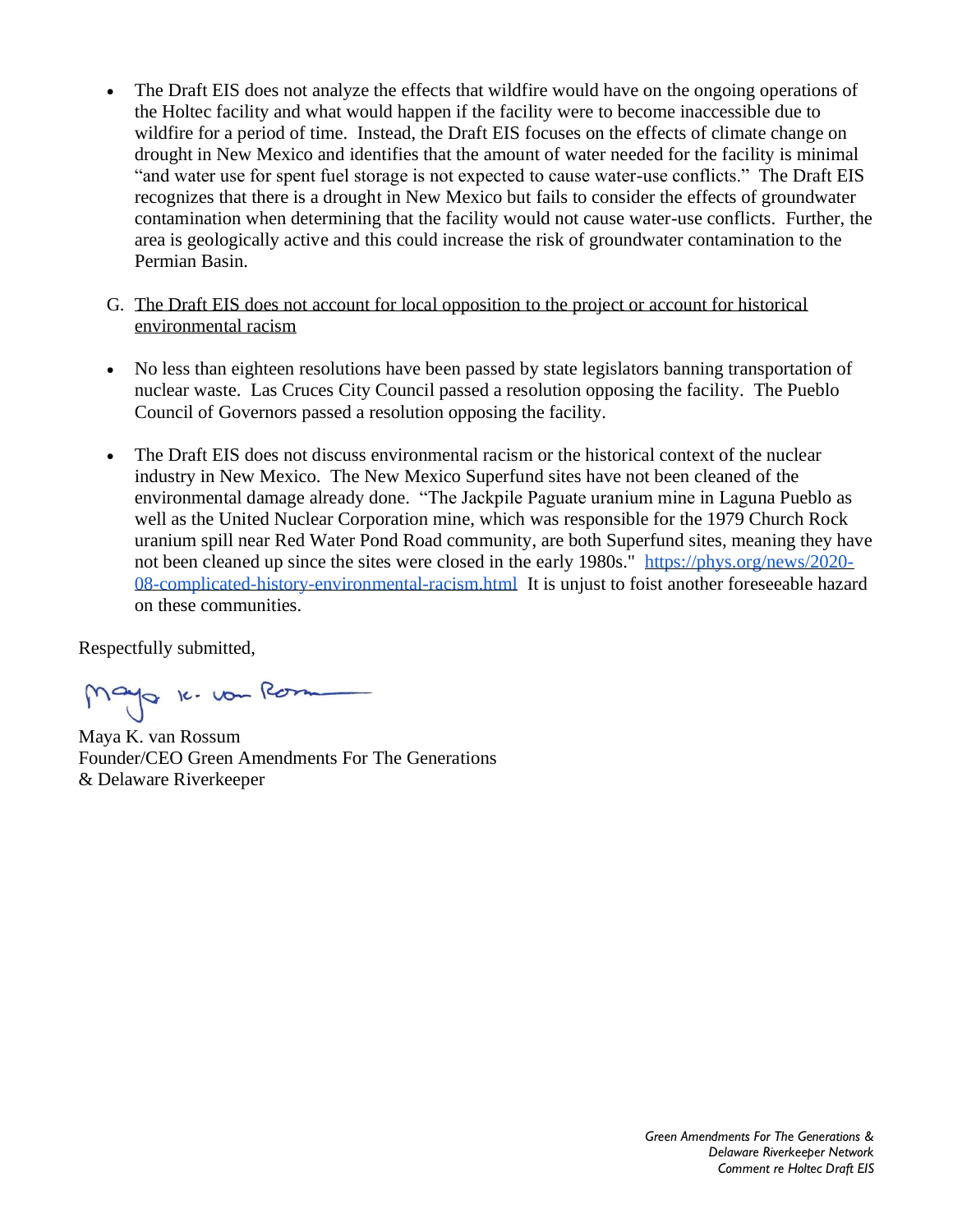- The Draft EIS does not analyze the effects that wildfire would have on the ongoing operations of the Holtec facility and what would happen if the facility were to become inaccessible due to wildfire for a period of time. Instead, the Draft EIS focuses on the effects of climate change on drought in New Mexico and identifies that the amount of water needed for the facility is minimal "and water use for spent fuel storage is not expected to cause water-use conflicts." The Draft EIS recognizes that there is a drought in New Mexico but fails to consider the effects of groundwater contamination when determining that the facility would not cause water-use conflicts. Further, the area is geologically active and this could increase the risk of groundwater contamination to the Permian Basin.

G. <u>The Draft EIS does not account for local opposition to the project or account for historical environmental racism</u>

- No less than eighteen resolutions have been passed by state legislators banning transportation of nuclear waste. Las Cruces City Council passed a resolution opposing the facility. The Pueblo Council of Governors passed a resolution opposing the facility.

- The Draft EIS does not discuss environmental racism or the historical context of the nuclear industry in New Mexico. The New Mexico Superfund sites have not been cleaned of the environmental damage already done. "The Jackpile Paguate uranium mine in Laguna Pueblo as well as the United Nuclear Corporation mine, which was responsible for the 1979 Church Rock uranium spill near Red Water Pond Road community, are both Superfund sites, meaning they have not been cleaned up since the sites were closed in the early 1980s." https://phys.org/news/2020-08-complicated-history-environmental-racism.html It is unjust to foist another foreseeable hazard on these communities.

Respectfully submitted,

Maya K. van Rossum
Founder/CEO Green Amendments For The Generations
& Delaware Riverkeeper